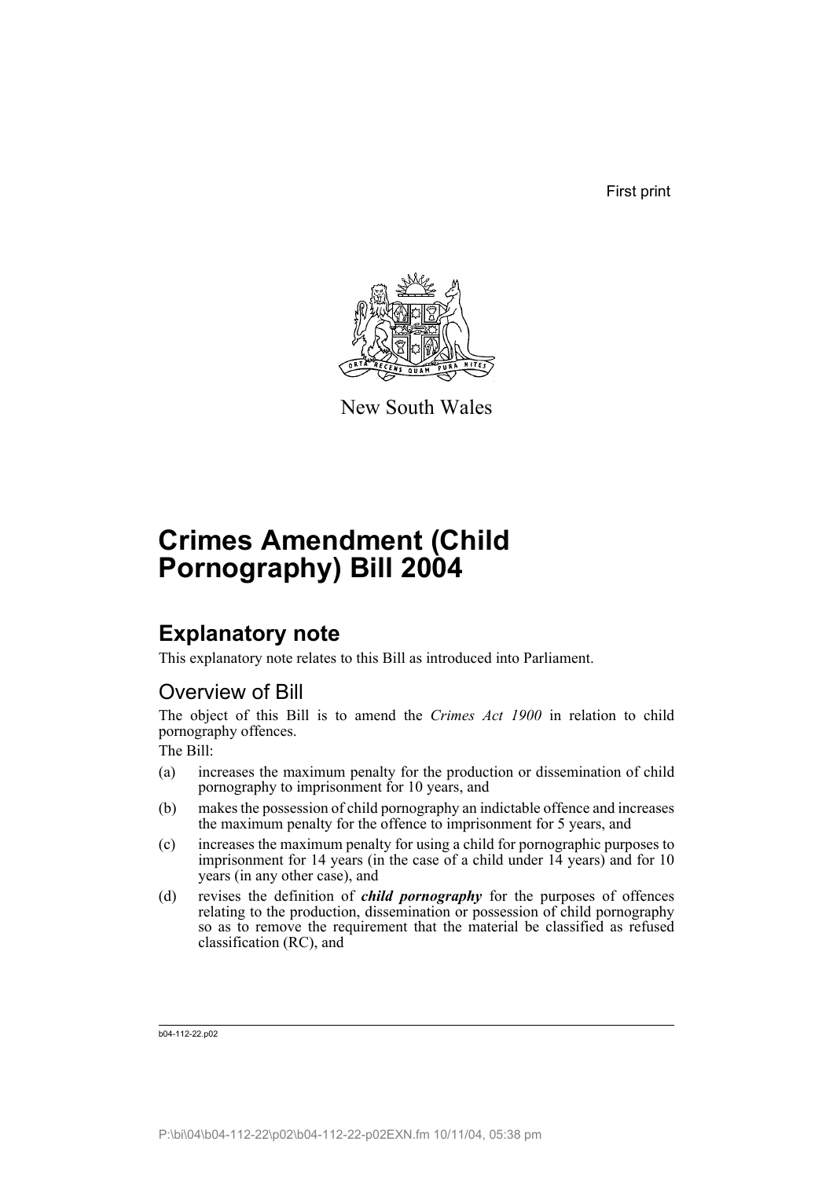First print

New South Wales

# Crimes Amendment (Child Pornography) Bill 2004

## Explanatory note

This explanatory note relates to this Bill as introduced into Parliament.

### Overview of Bill

The object of this Bill is to amend the *Crimes Act 1900* in relation to child pornography offences.

The Bill:

(a) increases the maximum penalty for the production or dissemination of child pornography to imprisonment for 10 years, and

(b) makes the possession of child pornography an indictable offence and increases the maximum penalty for the offence to imprisonment for 5 years, and

(c) increases the maximum penalty for using a child for pornographic purposes to imprisonment for 14 years (in the case of a child under 14 years) and for 10 years (in any other case), and

(d) revises the definition of ***child pornography*** for the purposes of offences relating to the production, dissemination or possession of child pornography so as to remove the requirement that the material be classified as refused classification (RC), and

b04-112-22.p02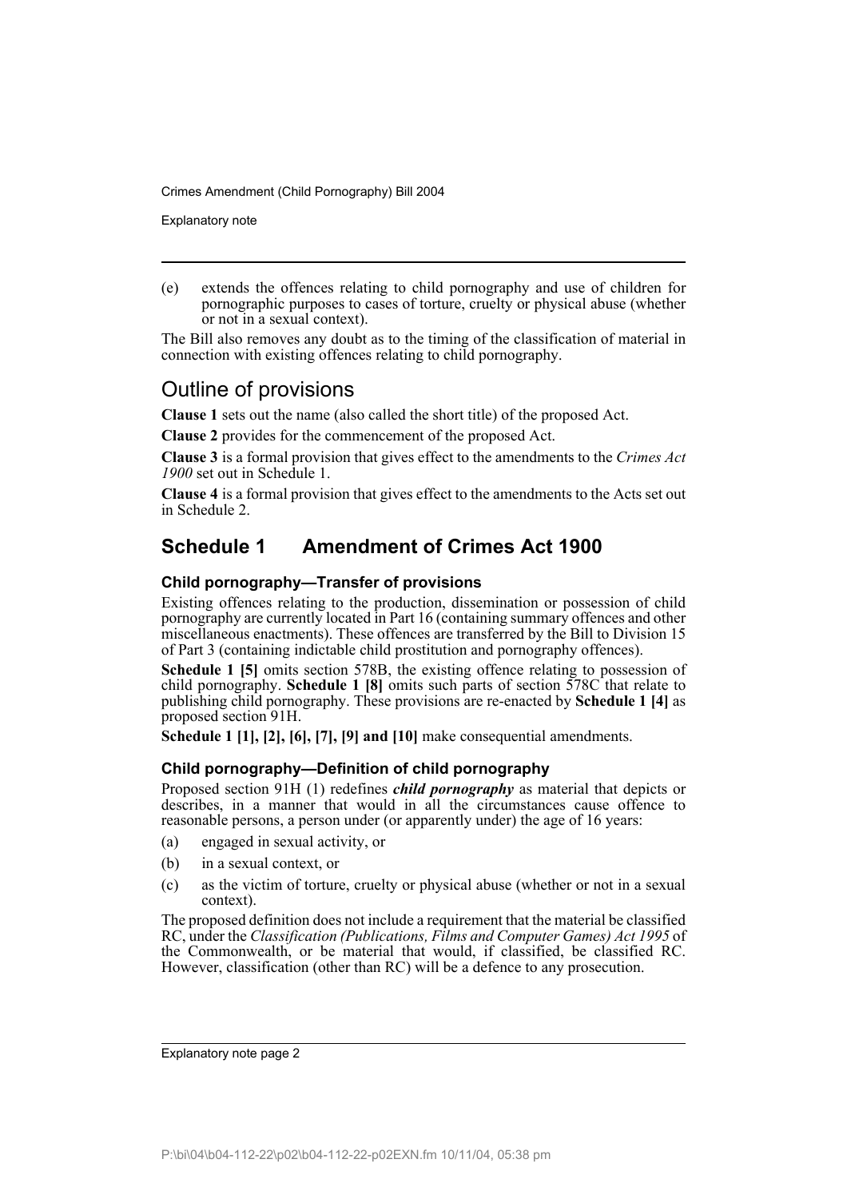(e) extends the offences relating to child pornography and use of children for pornographic purposes to cases of torture, cruelty or physical abuse (whether or not in a sexual context).

The Bill also removes any doubt as to the timing of the classification of material in connection with existing offences relating to child pornography.

## Outline of provisions

**Clause 1** sets out the name (also called the short title) of the proposed Act.

**Clause 2** provides for the commencement of the proposed Act.

**Clause 3** is a formal provision that gives effect to the amendments to the *Crimes Act 1900* set out in Schedule 1.

**Clause 4** is a formal provision that gives effect to the amendments to the Acts set out in Schedule 2.

## Schedule 1 Amendment of Crimes Act 1900

### Child pornography—Transfer of provisions

Existing offences relating to the production, dissemination or possession of child pornography are currently located in Part 16 (containing summary offences and other miscellaneous enactments). These offences are transferred by the Bill to Division 15 of Part 3 (containing indictable child prostitution and pornography offences).

**Schedule 1 [5]** omits section 578B, the existing offence relating to possession of child pornography. **Schedule 1 [8]** omits such parts of section 578C that relate to publishing child pornography. These provisions are re-enacted by **Schedule 1 [4]** as proposed section 91H.

**Schedule 1 [1], [2], [6], [7], [9] and [10]** make consequential amendments.

### Child pornography—Definition of child pornography

Proposed section 91H (1) redefines ***child pornography*** as material that depicts or describes, in a manner that would in all the circumstances cause offence to reasonable persons, a person under (or apparently under) the age of 16 years:

(a) engaged in sexual activity, or

(b) in a sexual context, or

(c) as the victim of torture, cruelty or physical abuse (whether or not in a sexual context).

The proposed definition does not include a requirement that the material be classified RC, under the *Classification (Publications, Films and Computer Games) Act 1995* of the Commonwealth, or be material that would, if classified, be classified RC. However, classification (other than RC) will be a defence to any prosecution.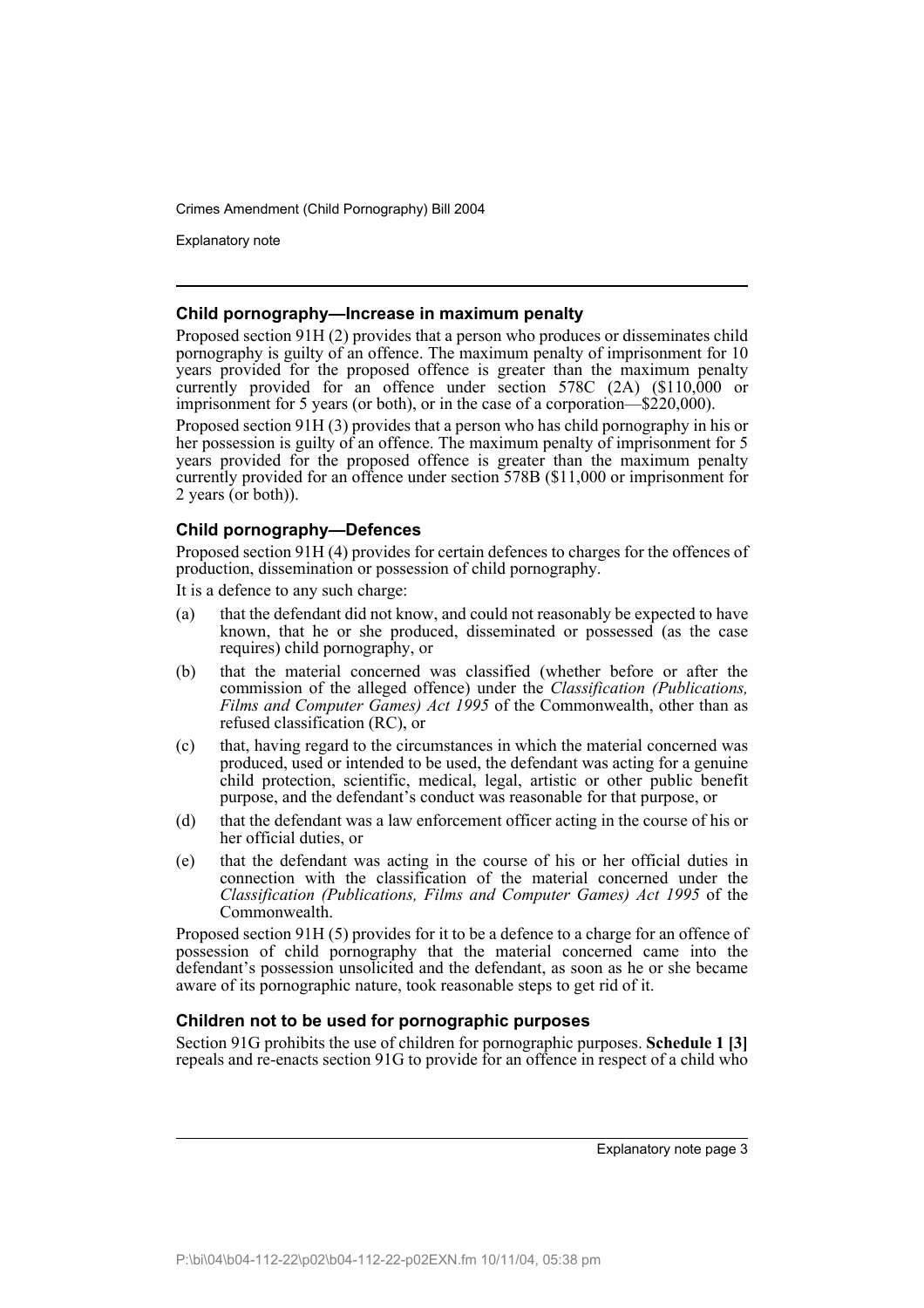### Child pornography—Increase in maximum penalty

Proposed section 91H (2) provides that a person who produces or disseminates child pornography is guilty of an offence. The maximum penalty of imprisonment for 10 years provided for the proposed offence is greater than the maximum penalty currently provided for an offence under section 578C (2A) ($110,000 or imprisonment for 5 years (or both), or in the case of a corporation—$220,000).

Proposed section 91H (3) provides that a person who has child pornography in his or her possession is guilty of an offence. The maximum penalty of imprisonment for 5 years provided for the proposed offence is greater than the maximum penalty currently provided for an offence under section 578B ($11,000 or imprisonment for 2 years (or both)).

### Child pornography—Defences

Proposed section 91H (4) provides for certain defences to charges for the offences of production, dissemination or possession of child pornography.

It is a defence to any such charge:

(a) that the defendant did not know, and could not reasonably be expected to have known, that he or she produced, disseminated or possessed (as the case requires) child pornography, or

(b) that the material concerned was classified (whether before or after the commission of the alleged offence) under the *Classification (Publications, Films and Computer Games) Act 1995* of the Commonwealth, other than as refused classification (RC), or

(c) that, having regard to the circumstances in which the material concerned was produced, used or intended to be used, the defendant was acting for a genuine child protection, scientific, medical, legal, artistic or other public benefit purpose, and the defendant's conduct was reasonable for that purpose, or

(d) that the defendant was a law enforcement officer acting in the course of his or her official duties, or

(e) that the defendant was acting in the course of his or her official duties in connection with the classification of the material concerned under the *Classification (Publications, Films and Computer Games) Act 1995* of the Commonwealth.

Proposed section 91H (5) provides for it to be a defence to a charge for an offence of possession of child pornography that the material concerned came into the defendant's possession unsolicited and the defendant, as soon as he or she became aware of its pornographic nature, took reasonable steps to get rid of it.

### Children not to be used for pornographic purposes

Section 91G prohibits the use of children for pornographic purposes. **Schedule 1 [3]** repeals and re-enacts section 91G to provide for an offence in respect of a child who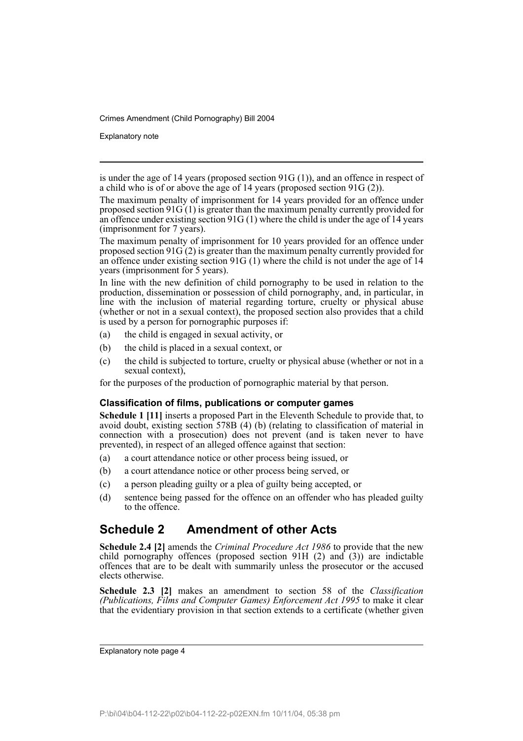is under the age of 14 years (proposed section 91G (1)), and an offence in respect of a child who is of or above the age of 14 years (proposed section 91G (2)).

The maximum penalty of imprisonment for 14 years provided for an offence under proposed section 91G (1) is greater than the maximum penalty currently provided for an offence under existing section 91G (1) where the child is under the age of 14 years (imprisonment for 7 years).

The maximum penalty of imprisonment for 10 years provided for an offence under proposed section 91G (2) is greater than the maximum penalty currently provided for an offence under existing section 91G (1) where the child is not under the age of 14 years (imprisonment for 5 years).

In line with the new definition of child pornography to be used in relation to the production, dissemination or possession of child pornography, and, in particular, in line with the inclusion of material regarding torture, cruelty or physical abuse (whether or not in a sexual context), the proposed section also provides that a child is used by a person for pornographic purposes if:

(a) the child is engaged in sexual activity, or

(b) the child is placed in a sexual context, or

(c) the child is subjected to torture, cruelty or physical abuse (whether or not in a sexual context),

for the purposes of the production of pornographic material by that person.

### Classification of films, publications or computer games

**Schedule 1 [11]** inserts a proposed Part in the Eleventh Schedule to provide that, to avoid doubt, existing section 578B (4) (b) (relating to classification of material in connection with a prosecution) does not prevent (and is taken never to have prevented), in respect of an alleged offence against that section:

(a) a court attendance notice or other process being issued, or

(b) a court attendance notice or other process being served, or

(c) a person pleading guilty or a plea of guilty being accepted, or

(d) sentence being passed for the offence on an offender who has pleaded guilty to the offence.

## Schedule 2 Amendment of other Acts

**Schedule 2.4 [2]** amends the *Criminal Procedure Act 1986* to provide that the new child pornography offences (proposed section 91H (2) and (3)) are indictable offences that are to be dealt with summarily unless the prosecutor or the accused elects otherwise.

**Schedule 2.3 [2]** makes an amendment to section 58 of the *Classification (Publications, Films and Computer Games) Enforcement Act 1995* to make it clear that the evidentiary provision in that section extends to a certificate (whether given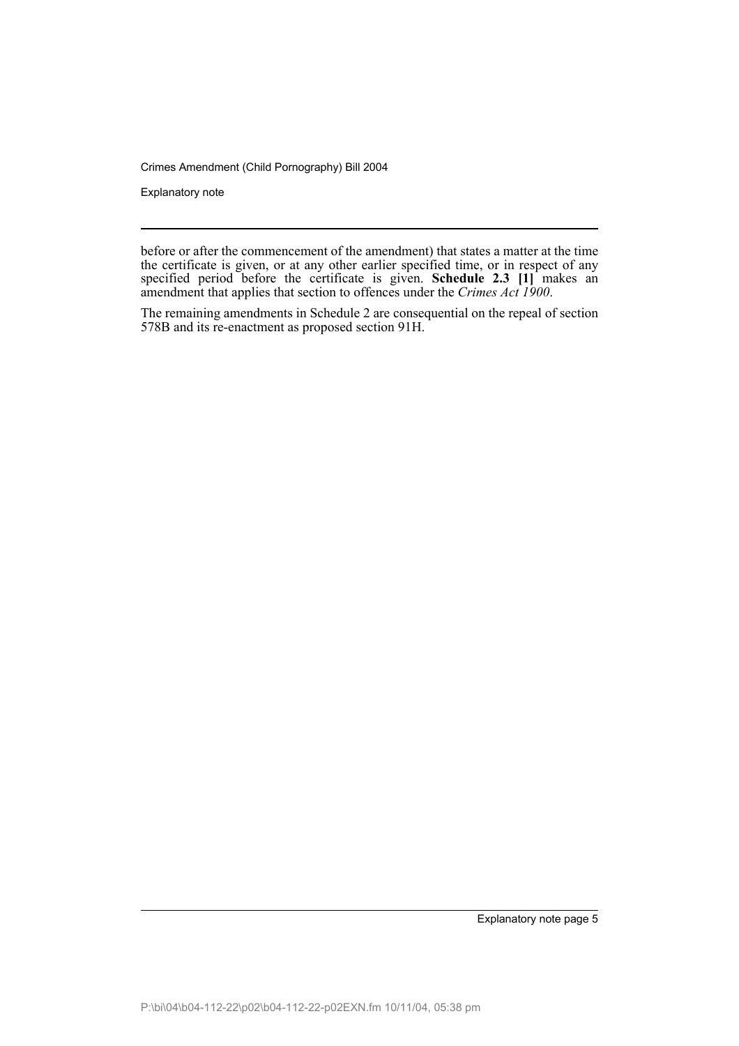before or after the commencement of the amendment) that states a matter at the time the certificate is given, or at any other earlier specified time, or in respect of any specified period before the certificate is given. **Schedule 2.3 [1]** makes an amendment that applies that section to offences under the *Crimes Act 1900*.

The remaining amendments in Schedule 2 are consequential on the repeal of section 578B and its re-enactment as proposed section 91H.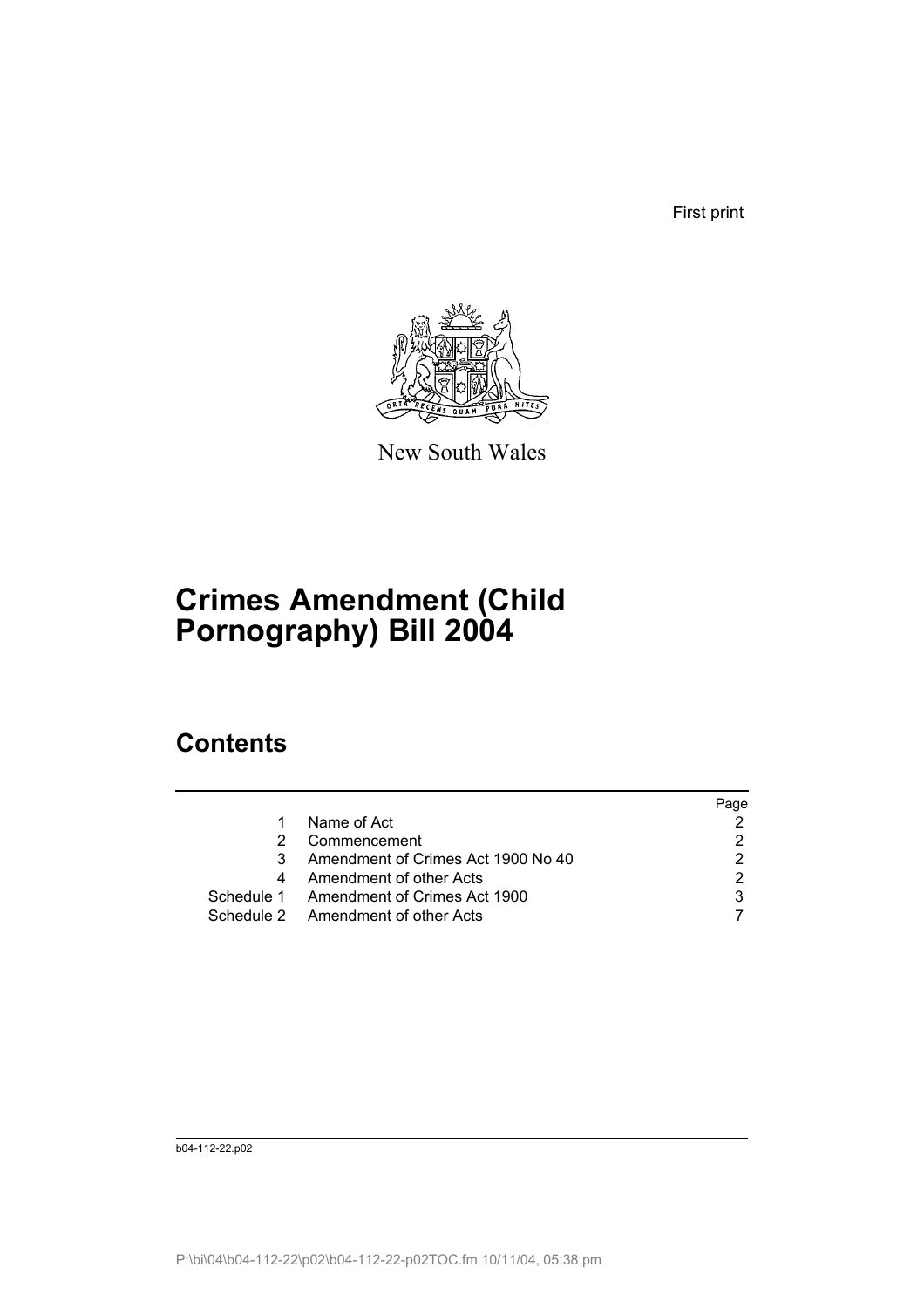First print

New South Wales

# Crimes Amendment (Child Pornography) Bill 2004

## Contents

| | | Page |
|---|---|---|
| 1 | Name of Act | 2 |
| 2 | Commencement | 2 |
| 3 | Amendment of Crimes Act 1900 No 40 | 2 |
| 4 | Amendment of other Acts | 2 |
| Schedule 1 | Amendment of Crimes Act 1900 | 3 |
| Schedule 2 | Amendment of other Acts | 7 |

b04-112-22.p02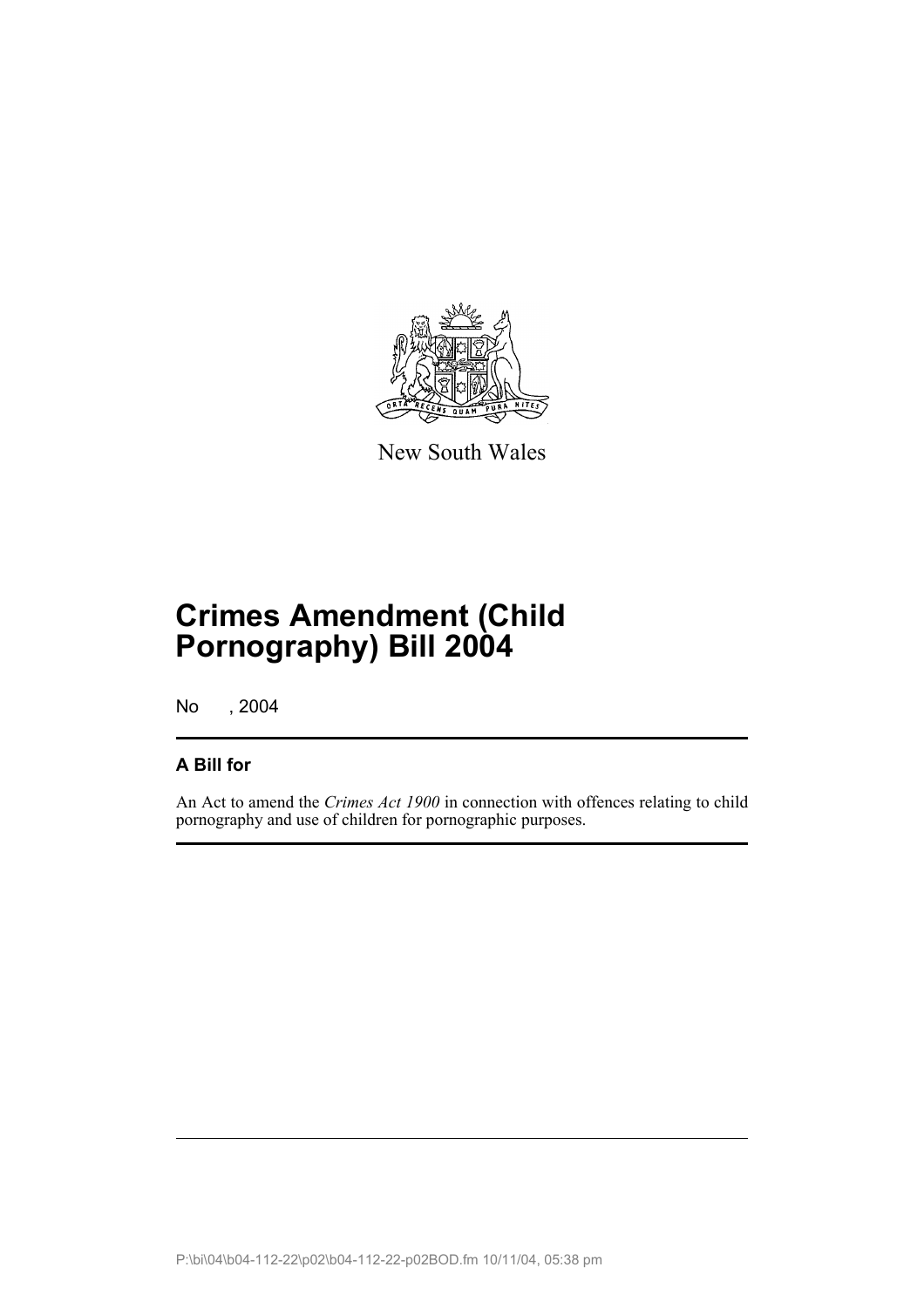New South Wales

# Crimes Amendment (Child Pornography) Bill 2004

No , 2004

## A Bill for

An Act to amend the *Crimes Act 1900* in connection with offences relating to child pornography and use of children for pornographic purposes.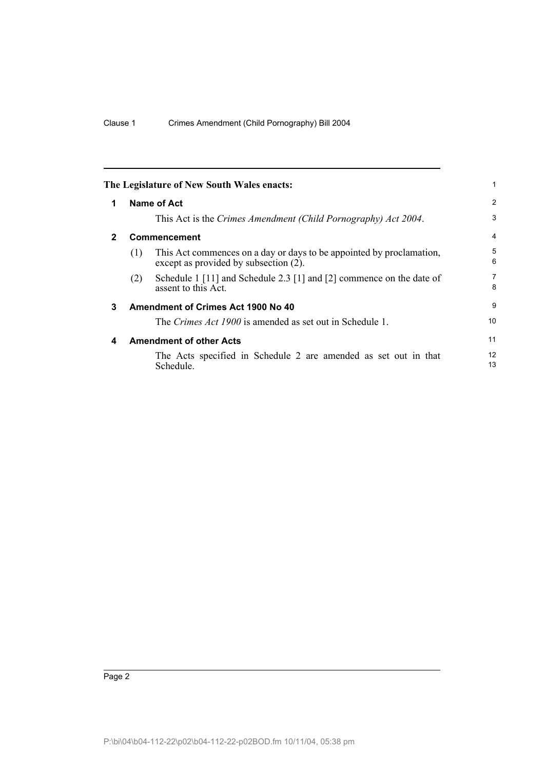**The Legislature of New South Wales enacts:**

## 1 Name of Act

This Act is the *Crimes Amendment (Child Pornography) Act 2004*.

## 2 Commencement

(1) This Act commences on a day or days to be appointed by proclamation, except as provided by subsection (2).

(2) Schedule 1 [11] and Schedule 2.3 [1] and [2] commence on the date of assent to this Act.

## 3 Amendment of Crimes Act 1900 No 40

The *Crimes Act 1900* is amended as set out in Schedule 1.

## 4 Amendment of other Acts

The Acts specified in Schedule 2 are amended as set out in that Schedule.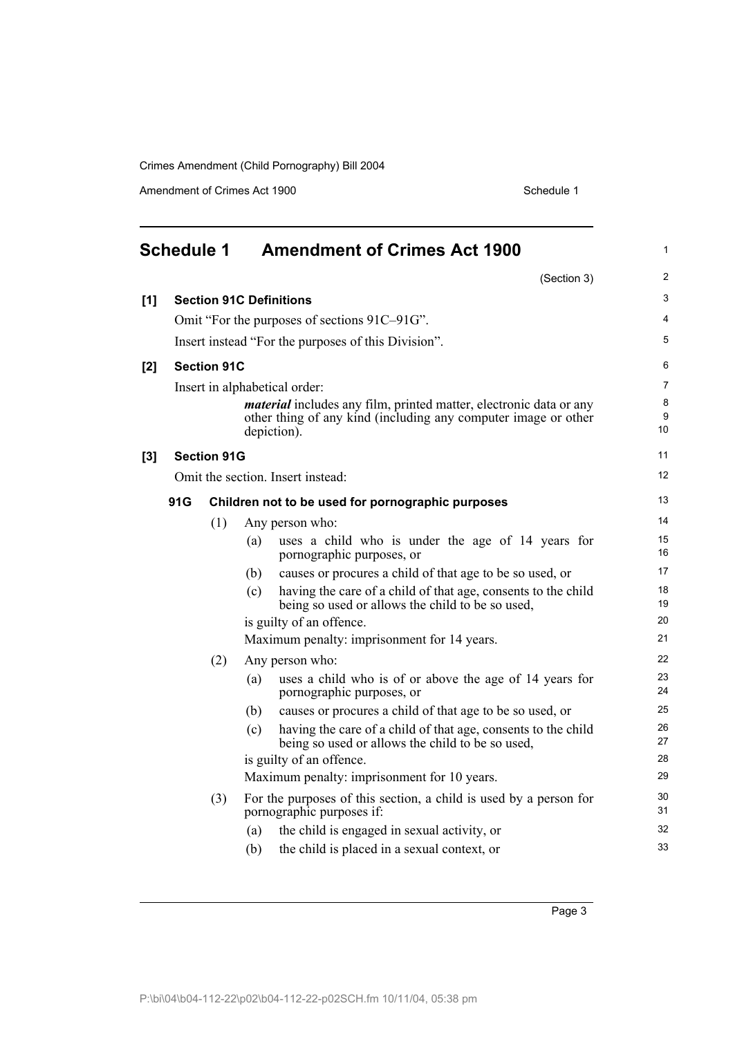# Schedule 1 Amendment of Crimes Act 1900

(Section 3)

**[1] Section 91C Definitions**

Omit "For the purposes of sections 91C–91G".

Insert instead "For the purposes of this Division".

**[2] Section 91C**

Insert in alphabetical order:

> ***material*** includes any film, printed matter, electronic data or any other thing of any kind (including any computer image or other depiction).

**[3] Section 91G**

Omit the section. Insert instead:

**91G Children not to be used for pornographic purposes**

(1) Any person who:

- (a) uses a child who is under the age of 14 years for pornographic purposes, or
- (b) causes or procures a child of that age to be so used, or
- (c) having the care of a child of that age, consents to the child being so used or allows the child to be so used,

is guilty of an offence.

Maximum penalty: imprisonment for 14 years.

(2) Any person who:

- (a) uses a child who is of or above the age of 14 years for pornographic purposes, or
- (b) causes or procures a child of that age to be so used, or
- (c) having the care of a child of that age, consents to the child being so used or allows the child to be so used,

is guilty of an offence.

Maximum penalty: imprisonment for 10 years.

(3) For the purposes of this section, a child is used by a person for pornographic purposes if:

- (a) the child is engaged in sexual activity, or
- (b) the child is placed in a sexual context, or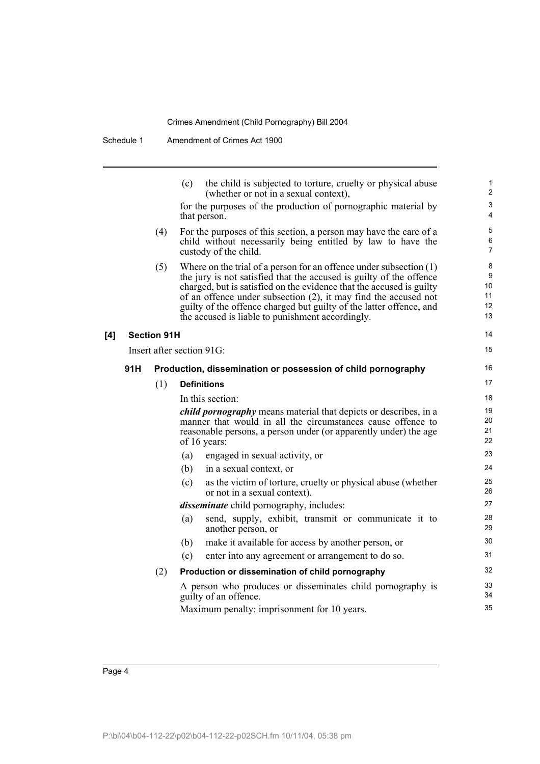(c) the child is subjected to torture, cruelty or physical abuse (whether or not in a sexual context),

for the purposes of the production of pornographic material by that person.

(4) For the purposes of this section, a person may have the care of a child without necessarily being entitled by law to have the custody of the child.

(5) Where on the trial of a person for an offence under subsection (1) the jury is not satisfied that the accused is guilty of the offence charged, but is satisfied on the evidence that the accused is guilty of an offence under subsection (2), it may find the accused not guilty of the offence charged but guilty of the latter offence, and the accused is liable to punishment accordingly.

**[4] Section 91H**

Insert after section 91G:

**91H Production, dissemination or possession of child pornography**

(1) **Definitions**

In this section:

***child pornography*** means material that depicts or describes, in a manner that would in all the circumstances cause offence to reasonable persons, a person under (or apparently under) the age of 16 years:

(a) engaged in sexual activity, or

(b) in a sexual context, or

(c) as the victim of torture, cruelty or physical abuse (whether or not in a sexual context).

***disseminate*** child pornography, includes:

(a) send, supply, exhibit, transmit or communicate it to another person, or

(b) make it available for access by another person, or

(c) enter into any agreement or arrangement to do so.

(2) **Production or dissemination of child pornography**

A person who produces or disseminates child pornography is guilty of an offence.

Maximum penalty: imprisonment for 10 years.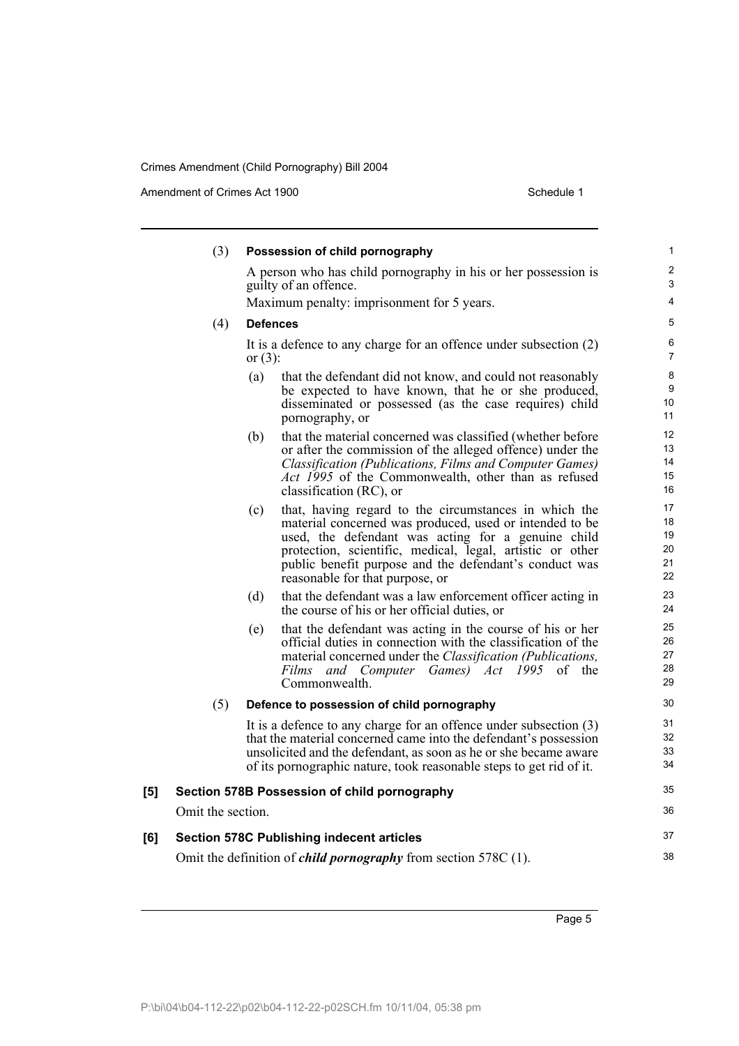(3) **Possession of child pornography**

A person who has child pornography in his or her possession is guilty of an offence.

Maximum penalty: imprisonment for 5 years.

(4) **Defences**

It is a defence to any charge for an offence under subsection (2) or (3):

(a) that the defendant did not know, and could not reasonably be expected to have known, that he or she produced, disseminated or possessed (as the case requires) child pornography, or

(b) that the material concerned was classified (whether before or after the commission of the alleged offence) under the *Classification (Publications, Films and Computer Games) Act 1995* of the Commonwealth, other than as refused classification (RC), or

(c) that, having regard to the circumstances in which the material concerned was produced, used or intended to be used, the defendant was acting for a genuine child protection, scientific, medical, legal, artistic or other public benefit purpose and the defendant's conduct was reasonable for that purpose, or

(d) that the defendant was a law enforcement officer acting in the course of his or her official duties, or

(e) that the defendant was acting in the course of his or her official duties in connection with the classification of the material concerned under the *Classification (Publications, Films and Computer Games) Act 1995* of the Commonwealth.

(5) **Defence to possession of child pornography**

It is a defence to any charge for an offence under subsection (3) that the material concerned came into the defendant's possession unsolicited and the defendant, as soon as he or she became aware of its pornographic nature, took reasonable steps to get rid of it.

**[5] Section 578B Possession of child pornography**

Omit the section.

**[6] Section 578C Publishing indecent articles**

Omit the definition of ***child pornography*** from section 578C (1).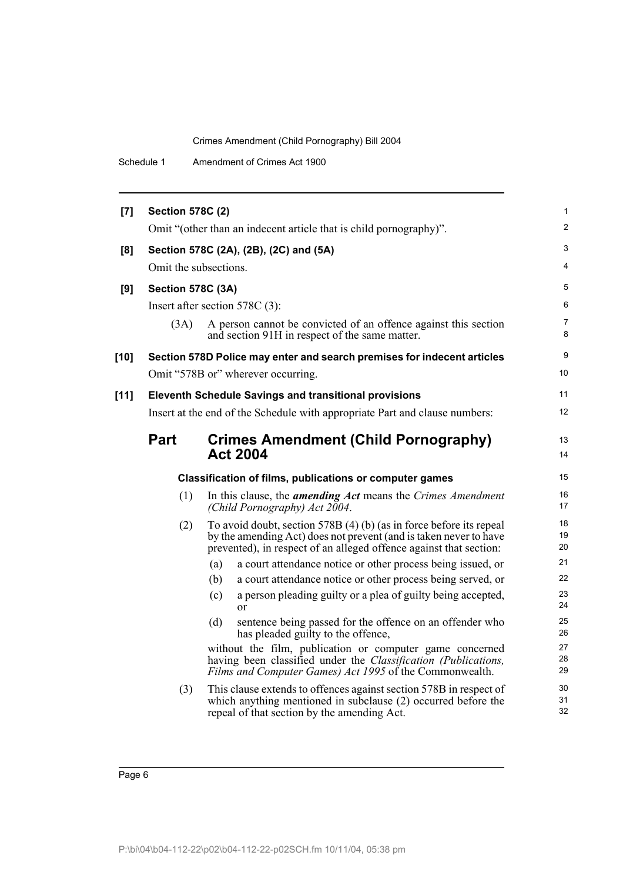**[7] Section 578C (2)**

Omit "(other than an indecent article that is child pornography)".

**[8] Section 578C (2A), (2B), (2C) and (5A)**

Omit the subsections.

**[9] Section 578C (3A)**

Insert after section 578C (3):

(3A) A person cannot be convicted of an offence against this section and section 91H in respect of the same matter.

**[10] Section 578D Police may enter and search premises for indecent articles**

Omit "578B or" wherever occurring.

**[11] Eleventh Schedule Savings and transitional provisions**

Insert at the end of the Schedule with appropriate Part and clause numbers:

## Part Crimes Amendment (Child Pornography) Act 2004

### Classification of films, publications or computer games

(1) In this clause, the ***amending Act*** means the *Crimes Amendment (Child Pornography) Act 2004*.

(2) To avoid doubt, section 578B (4) (b) (as in force before its repeal by the amending Act) does not prevent (and is taken never to have prevented), in respect of an alleged offence against that section:

- (a) a court attendance notice or other process being issued, or
- (b) a court attendance notice or other process being served, or
- (c) a person pleading guilty or a plea of guilty being accepted, or
- (d) sentence being passed for the offence on an offender who has pleaded guilty to the offence,

without the film, publication or computer game concerned having been classified under the *Classification (Publications, Films and Computer Games) Act 1995* of the Commonwealth.

(3) This clause extends to offences against section 578B in respect of which anything mentioned in subclause (2) occurred before the repeal of that section by the amending Act.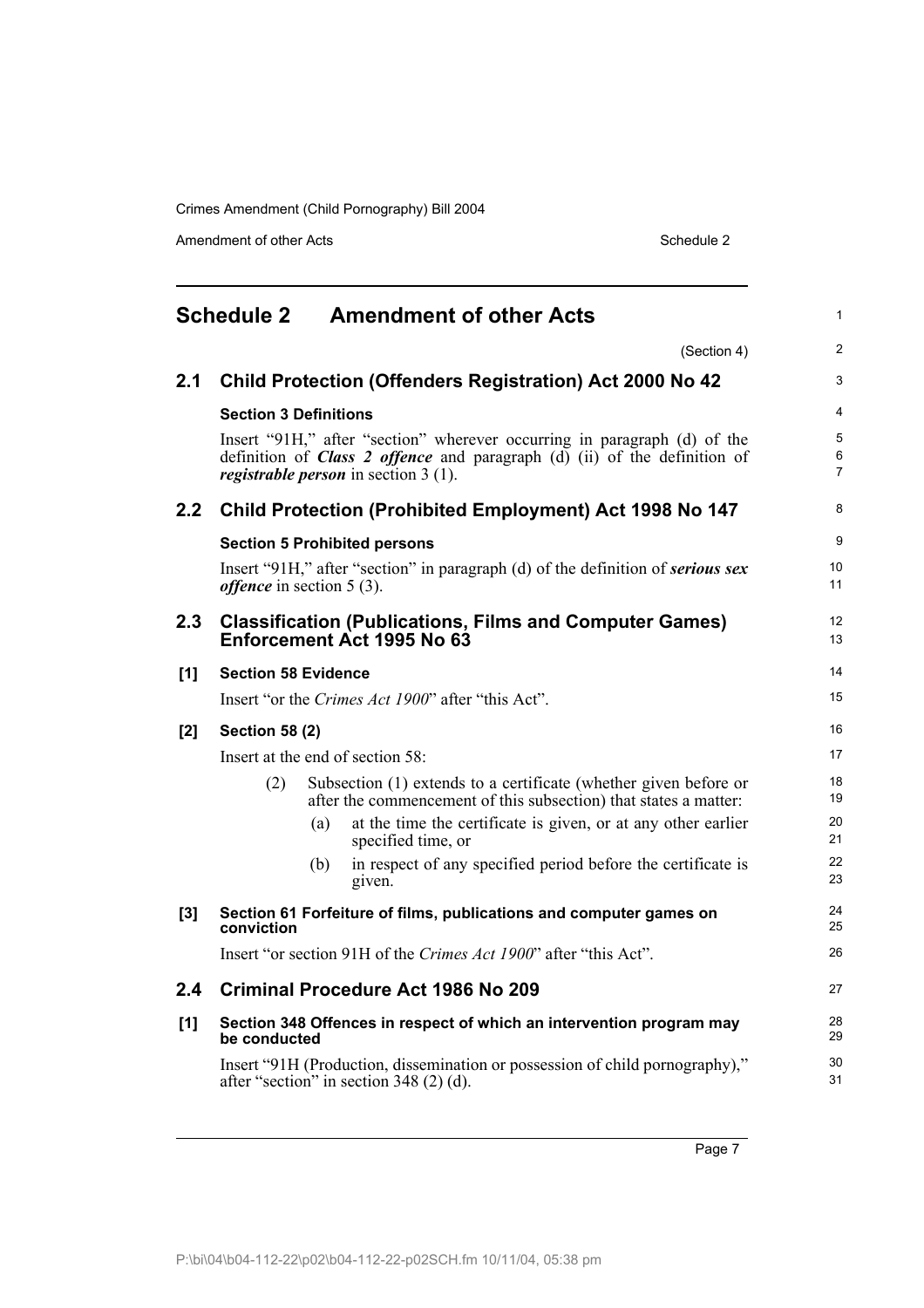## Schedule 2 Amendment of other Acts

(Section 4)

### 2.1 Child Protection (Offenders Registration) Act 2000 No 42

**Section 3 Definitions**

Insert "91H," after "section" wherever occurring in paragraph (d) of the definition of ***Class 2 offence*** and paragraph (d) (ii) of the definition of ***registrable person*** in section 3 (1).

### 2.2 Child Protection (Prohibited Employment) Act 1998 No 147

**Section 5 Prohibited persons**

Insert "91H," after "section" in paragraph (d) of the definition of ***serious sex offence*** in section 5 (3).

### 2.3 Classification (Publications, Films and Computer Games) Enforcement Act 1995 No 63

**[1] Section 58 Evidence**

Insert "or the *Crimes Act 1900*" after "this Act".

**[2] Section 58 (2)**

Insert at the end of section 58:

(2) Subsection (1) extends to a certificate (whether given before or after the commencement of this subsection) that states a matter:

(a) at the time the certificate is given, or at any other earlier specified time, or

(b) in respect of any specified period before the certificate is given.

**[3] Section 61 Forfeiture of films, publications and computer games on conviction**

Insert "or section 91H of the *Crimes Act 1900*" after "this Act".

### 2.4 Criminal Procedure Act 1986 No 209

**[1] Section 348 Offences in respect of which an intervention program may be conducted**

Insert "91H (Production, dissemination or possession of child pornography)," after "section" in section 348 (2) (d).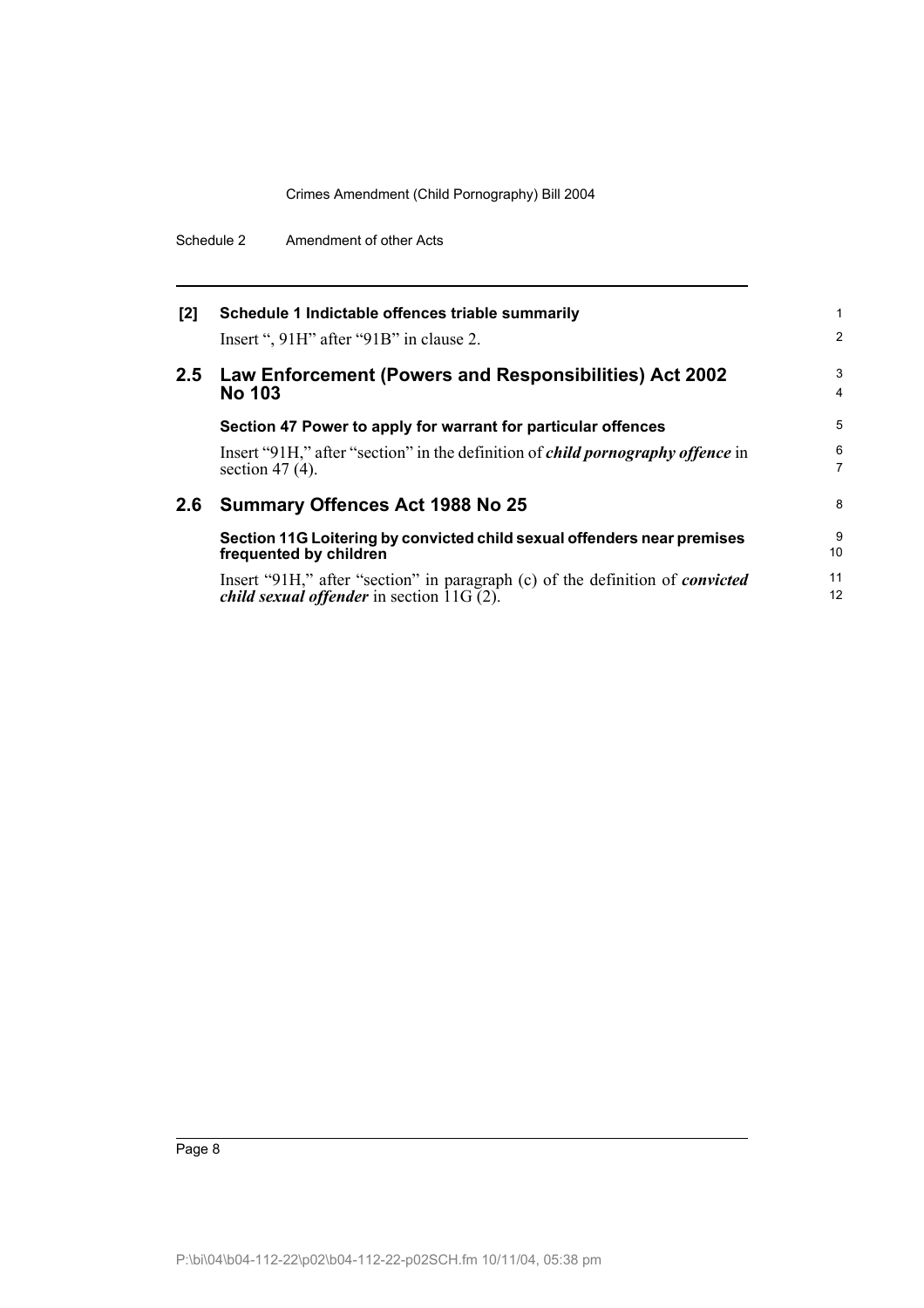**[2] Schedule 1 Indictable offences triable summarily**

Insert ", 91H" after "91B" in clause 2.

## 2.5 Law Enforcement (Powers and Responsibilities) Act 2002 No 103

**Section 47 Power to apply for warrant for particular offences**

Insert "91H," after "section" in the definition of ***child pornography offence*** in section 47 (4).

## 2.6 Summary Offences Act 1988 No 25

**Section 11G Loitering by convicted child sexual offenders near premises frequented by children**

Insert "91H," after "section" in paragraph (c) of the definition of ***convicted child sexual offender*** in section 11G (2).